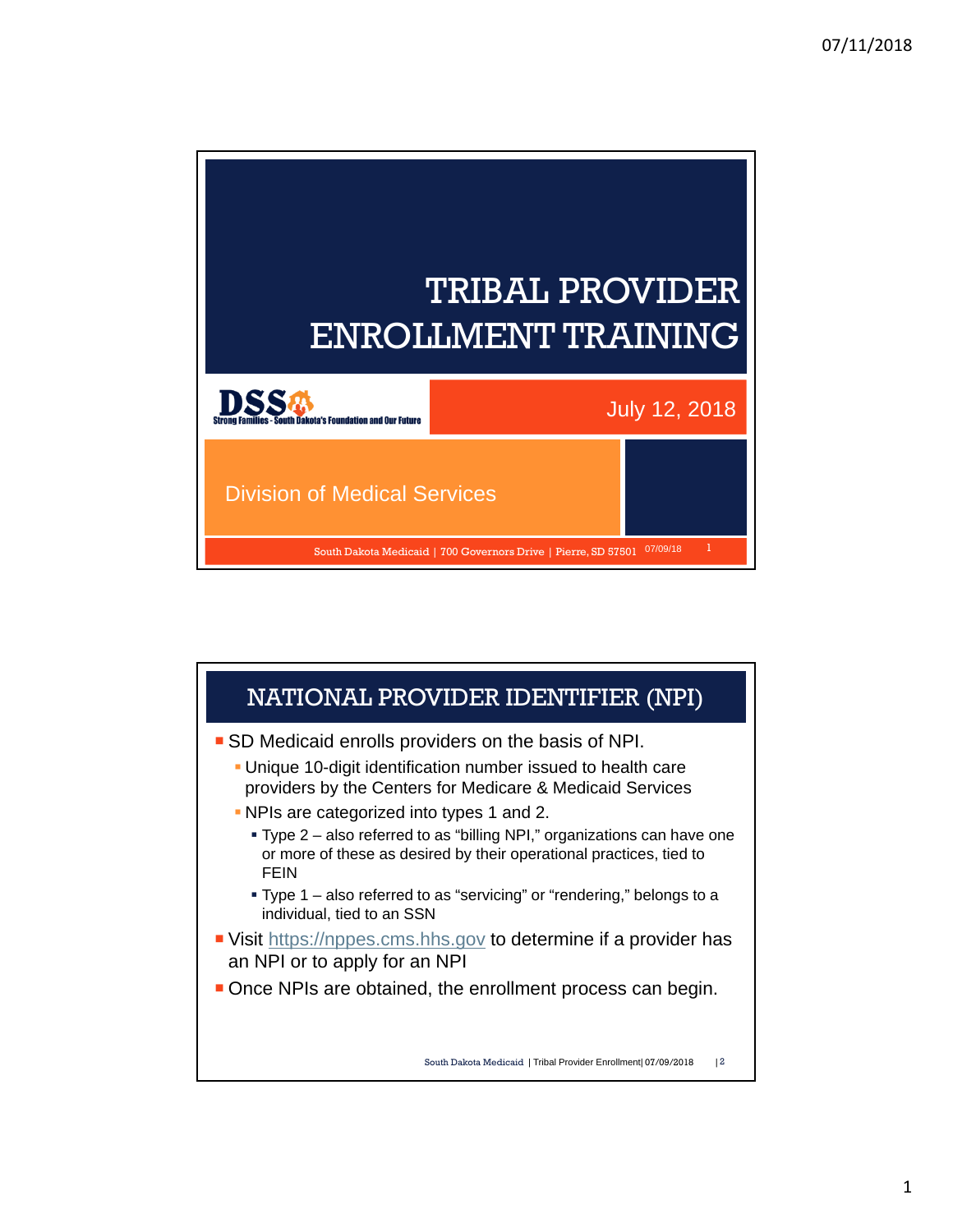# TRIBAL PROVIDER ENROLLMENT TRAINING

July 12, 2018

DSS — Strong Families - South Dakota's Foundation and Our Future

Division of Medical Services

South Dakota Medicaid | 700 Governors Drive | Pierre, SD 57501

## NATIONAL PROVIDER IDENTIFIER (NPI)

- SD Medicaid enrolls providers on the basis of NPI.
  - Unique 10-digit identification number issued to health care providers by the Centers for Medicare & Medicaid Services
  - NPIs are categorized into types 1 and 2.
    - Type 2 – also referred to as "billing NPI," organizations can have one or more of these as desired by their operational practices, tied to FEIN
    - Type 1 – also referred to as "servicing" or "rendering," belongs to a individual, tied to an SSN
- Visit https://nppes.cms.hhs.gov to determine if a provider has an NPI or to apply for an NPI
- Once NPIs are obtained, the enrollment process can begin.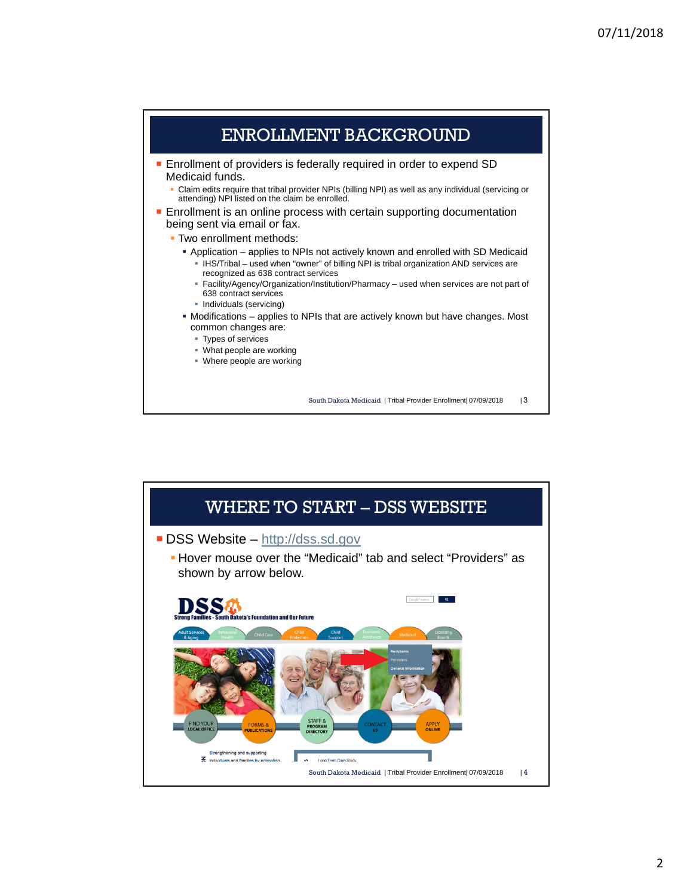# ENROLLMENT BACKGROUND

- Enrollment of providers is federally required in order to expend SD Medicaid funds.
  - Claim edits require that tribal provider NPIs (billing NPI) as well as any individual (servicing or attending) NPI listed on the claim be enrolled.
- Enrollment is an online process with certain supporting documentation being sent via email or fax.
  - Two enrollment methods:
    - Application – applies to NPIs not actively known and enrolled with SD Medicaid
      - IHS/Tribal – used when "owner" of billing NPI is tribal organization AND services are recognized as 638 contract services
      - Facility/Agency/Organization/Institution/Pharmacy – used when services are not part of 638 contract services
      - Individuals (servicing)
    - Modifications – applies to NPIs that are actively known but have changes. Most common changes are:
      - Types of services
      - What people are working
      - Where people are working

# WHERE TO START – DSS WEBSITE

- DSS Website – http://dss.sd.gov
  - Hover mouse over the "Medicaid" tab and select "Providers" as shown by arrow below.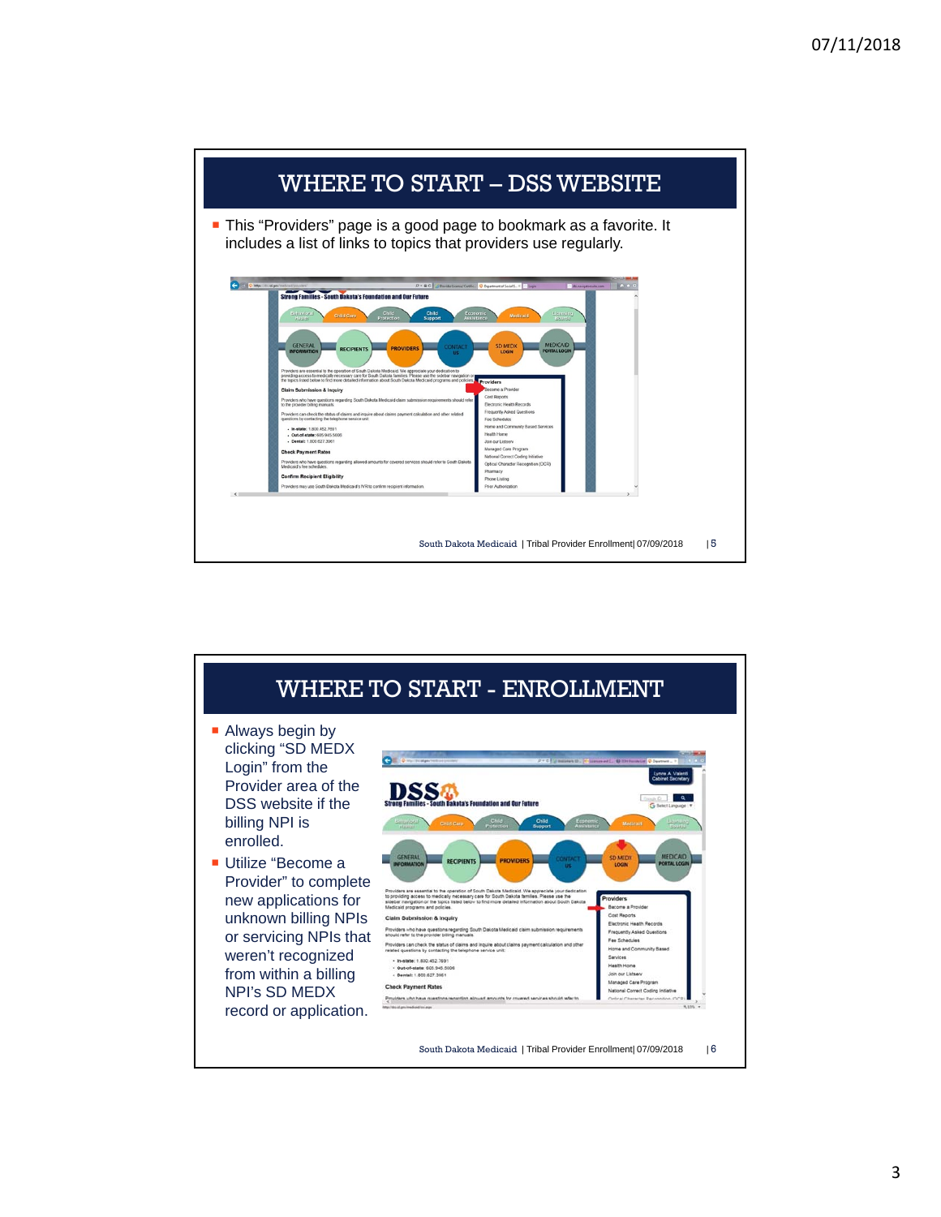## WHERE TO START – DSS WEBSITE

- This “Providers” page is a good page to bookmark as a favorite. It includes a list of links to topics that providers use regularly.

## WHERE TO START - ENROLLMENT

- Always begin by clicking “SD MEDX Login” from the Provider area of the DSS website if the billing NPI is enrolled.
- Utilize “Become a Provider” to complete new applications for unknown billing NPIs or servicing NPIs that weren’t recognized from within a billing NPI’s SD MEDX record or application.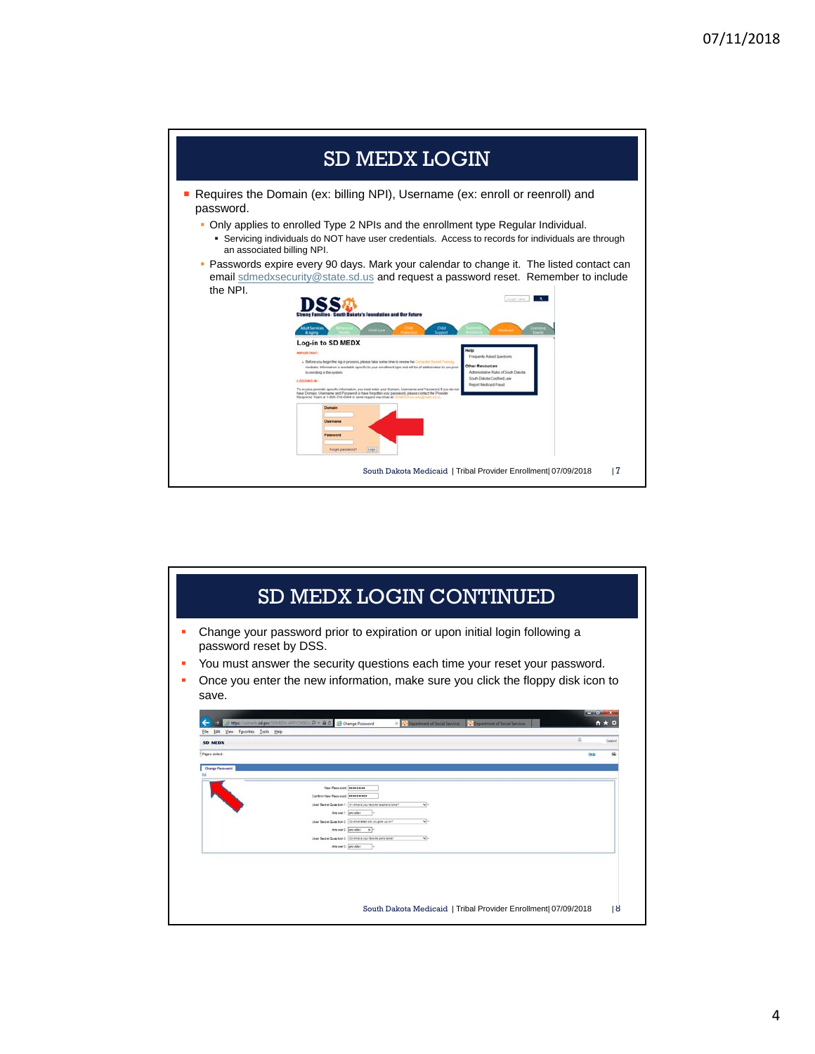## SD MEDX LOGIN

- Requires the Domain (ex: billing NPI), Username (ex: enroll or reenroll) and password.
  - Only applies to enrolled Type 2 NPIs and the enrollment type Regular Individual.
    - Servicing individuals do NOT have user credentials. Access to records for individuals are through an associated billing NPI.
  - Passwords expire every 90 days. Mark your calendar to change it. The listed contact can email sdmedxsecurity@state.sd.us and request a password reset. Remember to include the NPI.

South Dakota Medicaid | Tribal Provider Enrollment| 07/09/2018 | 7

## SD MEDX LOGIN CONTINUED

- Change your password prior to expiration or upon initial login following a password reset by DSS.
- You must answer the security questions each time your reset your password.
- Once you enter the new information, make sure you click the floppy disk icon to save.

South Dakota Medicaid | Tribal Provider Enrollment| 07/09/2018 | 8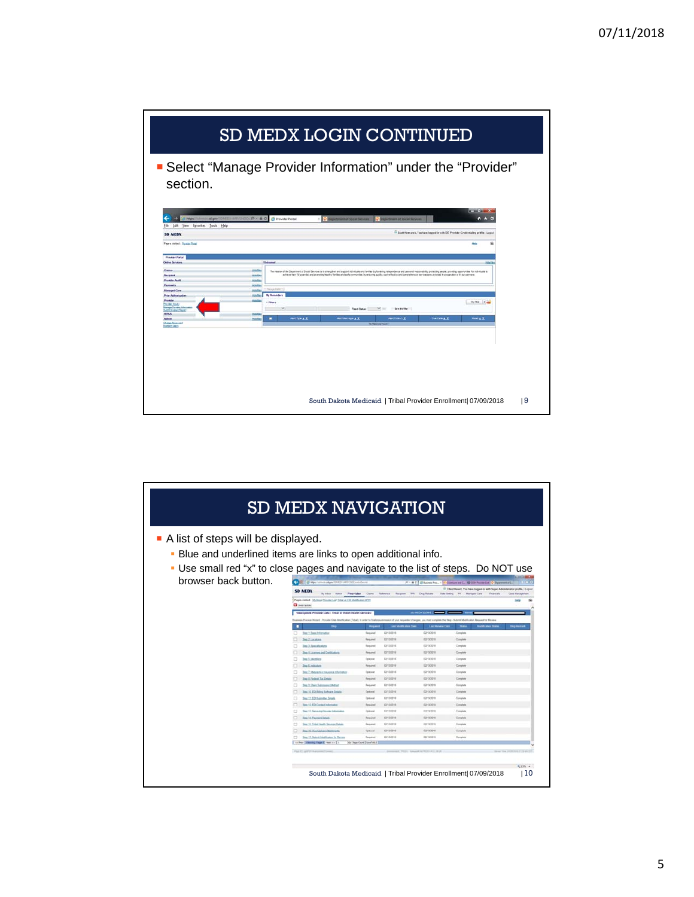## SD MEDX LOGIN CONTINUED

- Select “Manage Provider Information” under the “Provider” section.

## SD MEDX NAVIGATION

- A list of steps will be displayed.
  - Blue and underlined items are links to open additional info.
  - Use small red “x” to close pages and navigate to the list of steps. Do NOT use browser back button.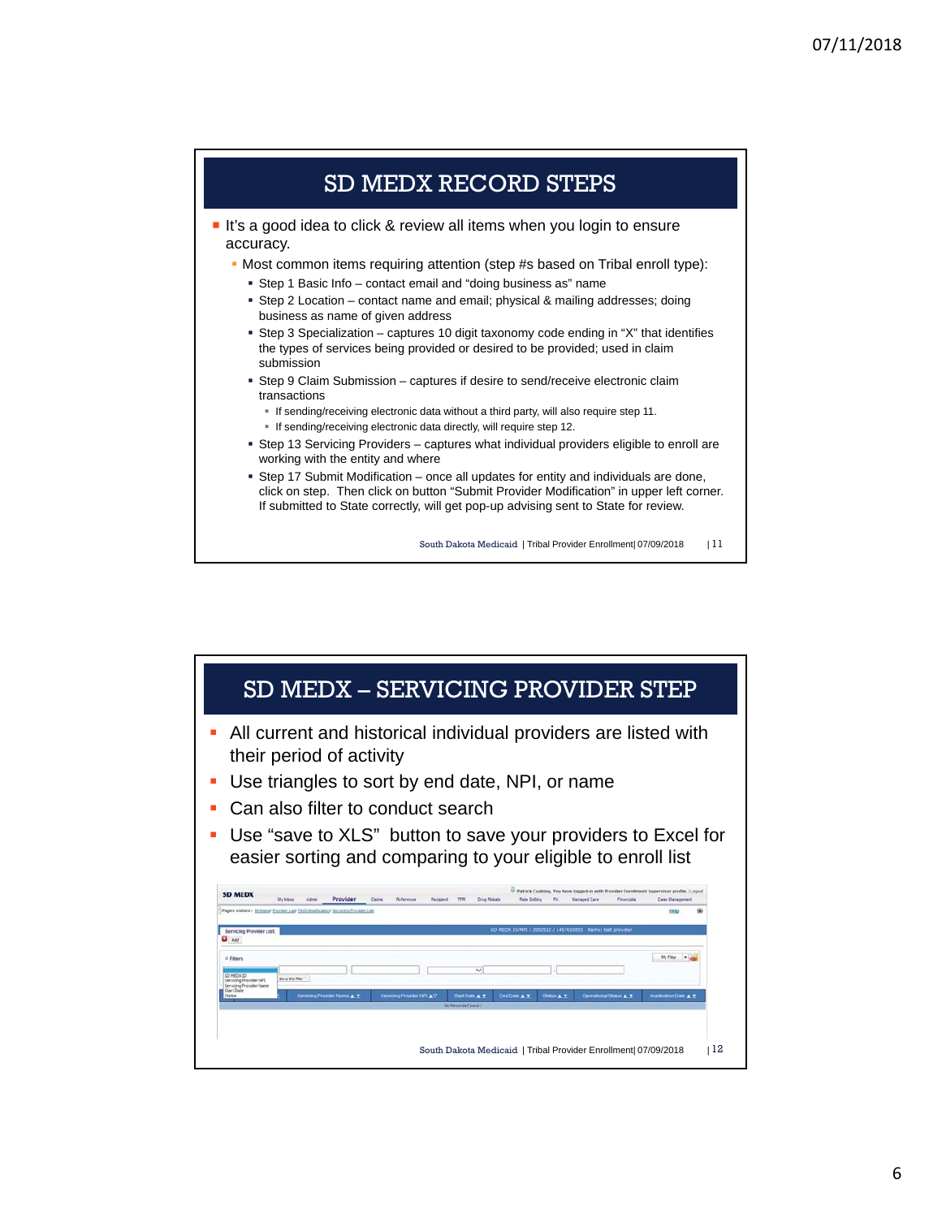## SD MEDX RECORD STEPS

- It's a good idea to click & review all items when you login to ensure accuracy.
  - Most common items requiring attention (step #s based on Tribal enroll type):
    - Step 1 Basic Info – contact email and "doing business as" name
    - Step 2 Location – contact name and email; physical & mailing addresses; doing business as name of given address
    - Step 3 Specialization – captures 10 digit taxonomy code ending in "X" that identifies the types of services being provided or desired to be provided; used in claim submission
    - Step 9 Claim Submission – captures if desire to send/receive electronic claim transactions
      - If sending/receiving electronic data without a third party, will also require step 11.
      - If sending/receiving electronic data directly, will require step 12.
    - Step 13 Servicing Providers – captures what individual providers eligible to enroll are working with the entity and where
    - Step 17 Submit Modification – once all updates for entity and individuals are done, click on step. Then click on button "Submit Provider Modification" in upper left corner. If submitted to State correctly, will get pop-up advising sent to State for review.

South Dakota Medicaid | Tribal Provider Enrollment| 07/09/2018 | 11

## SD MEDX – SERVICING PROVIDER STEP

- All current and historical individual providers are listed with their period of activity
- Use triangles to sort by end date, NPI, or name
- Can also filter to conduct search
- Use "save to XLS" button to save your providers to Excel for easier sorting and comparing to your eligible to enroll list

South Dakota Medicaid | Tribal Provider Enrollment| 07/09/2018 | 12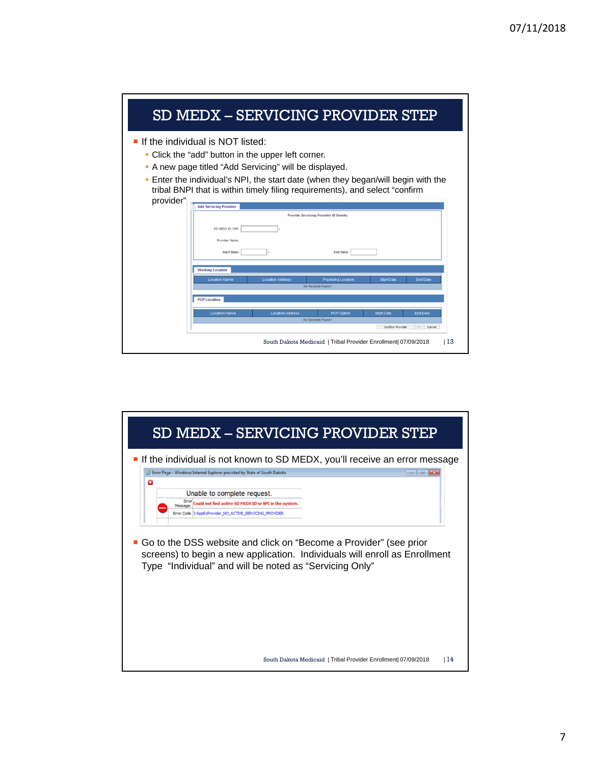## SD MEDX – SERVICING PROVIDER STEP

- If the individual is NOT listed:
  - Click the "add" button in the upper left corner.
  - A new page titled "Add Servicing" will be displayed.
  - Enter the individual's NPI, the start date (when they began/will begin with the tribal BNPI that is within timely filing requirements), and select "confirm provider"

## SD MEDX – SERVICING PROVIDER STEP

- If the individual is not known to SD MEDX, you'll receive an error message
- Go to the DSS website and click on "Become a Provider" (see prior screens) to begin a new application. Individuals will enroll as Enrollment Type "Individual" and will be noted as "Servicing Only"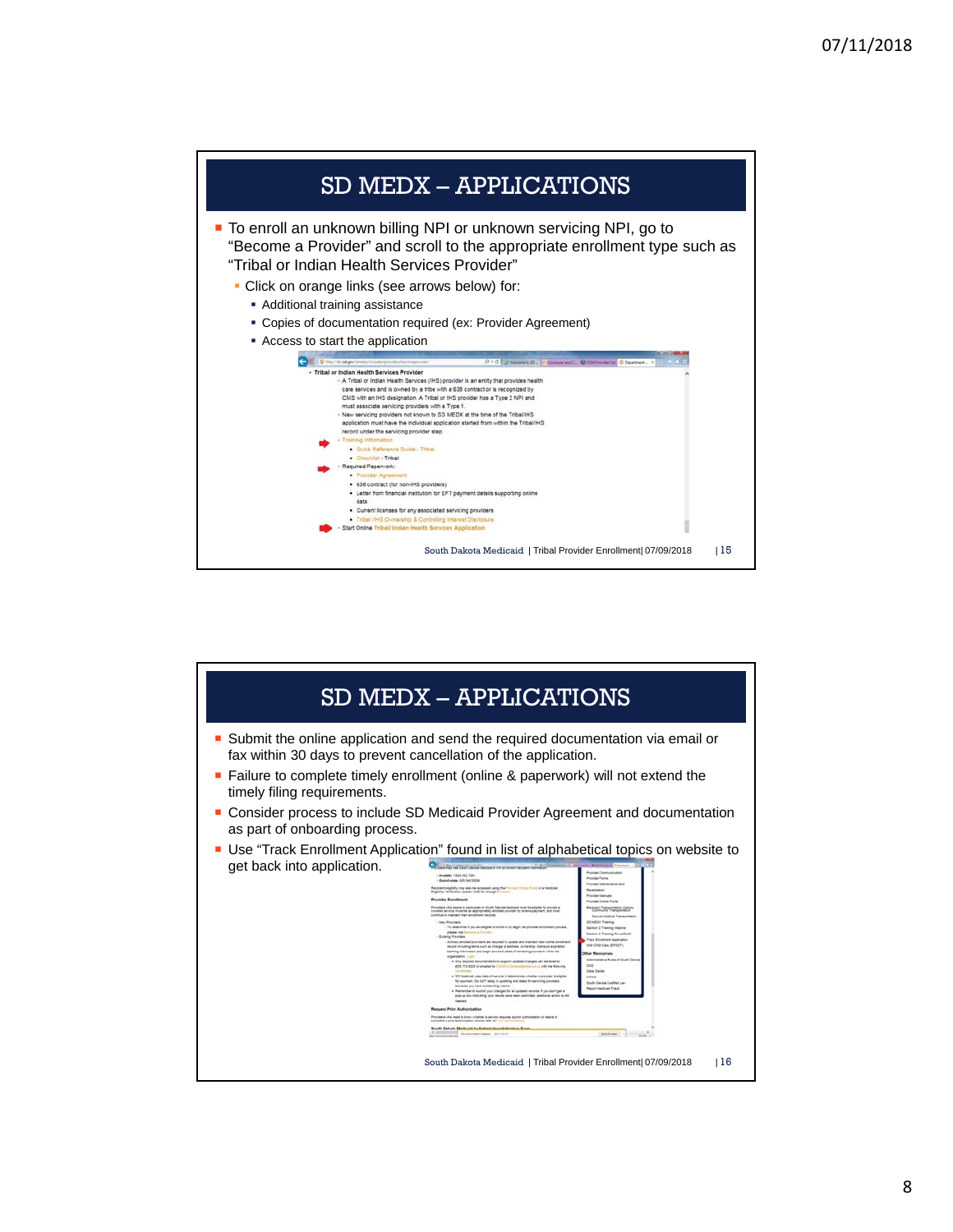# SD MEDX – APPLICATIONS

- To enroll an unknown billing NPI or unknown servicing NPI, go to "Become a Provider" and scroll to the appropriate enrollment type such as "Tribal or Indian Health Services Provider"
  - Click on orange links (see arrows below) for:
    - Additional training assistance
    - Copies of documentation required (ex: Provider Agreement)
    - Access to start the application

- Tribal or Indian Health Services Provider
  - A Tribal or Indian Health Services (IHS) provider is an entity that provides health care services and is owned by a tribe with a 638 contract or is recognized by CMS with an IHS designation. A Tribal or IHS provider has a Type 2 NPI and must associate servicing providers with a Type 1.
  - New servicing providers not known to SD MEDX at the time of the Tribal/IHS application must have the individual application started from within the Tribal/IHS record under the servicing provider step.
  - Training Information:
    - Quick Reference Guide - Tribal
    - Checklist - Tribal
  - Required Paperwork:
    - Provider Agreement
    - 638 contract (for non-IHS providers)
    - Letter from financial institution for EFT payment details supporting online data
    - Current licenses for any associated servicing providers
    - Tribal /IHS Ownership & Controlling Interest Disclosure
  - Start Online Tribal/Indian Health Services Application

South Dakota Medicaid | Tribal Provider Enrollment| 07/09/2018 | 15

# SD MEDX – APPLICATIONS

- Submit the online application and send the required documentation via email or fax within 30 days to prevent cancellation of the application.
- Failure to complete timely enrollment (online & paperwork) will not extend the timely filing requirements.
- Consider process to include SD Medicaid Provider Agreement and documentation as part of onboarding process.
- Use "Track Enrollment Application" found in list of alphabetical topics on website to get back into application.

South Dakota Medicaid | Tribal Provider Enrollment| 07/09/2018 | 16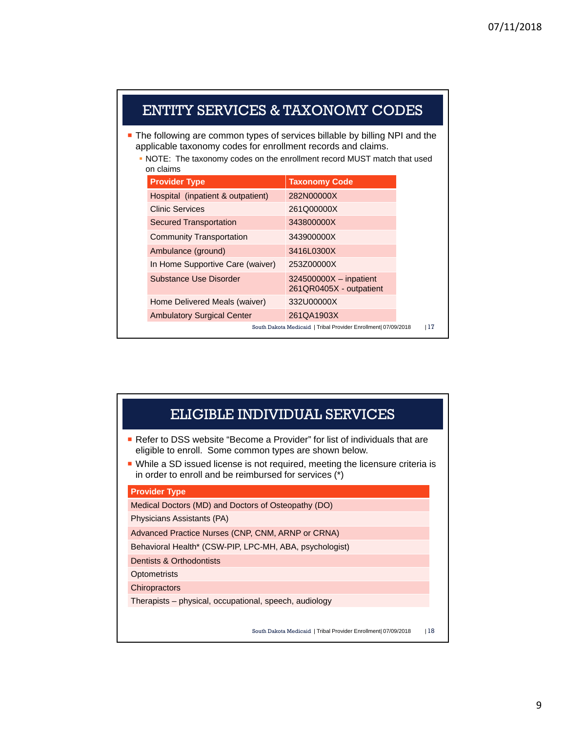## ENTITY SERVICES & TAXONOMY CODES

- The following are common types of services billable by billing NPI and the applicable taxonomy codes for enrollment records and claims.
  - NOTE: The taxonomy codes on the enrollment record MUST match that used on claims

| Provider Type | Taxonomy Code |
|---|---|
| Hospital (inpatient & outpatient) | 282N00000X |
| Clinic Services | 261Q00000X |
| Secured Transportation | 343800000X |
| Community Transportation | 343900000X |
| Ambulance (ground) | 3416L0300X |
| In Home Supportive Care (waiver) | 253Z00000X |
| Substance Use Disorder | 324500000X – inpatient<br>261QR0405X - outpatient |
| Home Delivered Meals (waiver) | 332U00000X |
| Ambulatory Surgical Center | 261QA1903X |

South Dakota Medicaid | Tribal Provider Enrollment| 07/09/2018 | 17

## ELIGIBLE INDIVIDUAL SERVICES

- Refer to DSS website "Become a Provider" for list of individuals that are eligible to enroll. Some common types are shown below.
- While a SD issued license is not required, meeting the licensure criteria is in order to enroll and be reimbursed for services (*)

| Provider Type |
|---|
| Medical Doctors (MD) and Doctors of Osteopathy (DO) |
| Physicians Assistants (PA) |
| Advanced Practice Nurses (CNP, CNM, ARNP or CRNA) |
| Behavioral Health* (CSW-PIP, LPC-MH, ABA, psychologist) |
| Dentists & Orthodontists |
| Optometrists |
| Chiropractors |
| Therapists – physical, occupational, speech, audiology |

South Dakota Medicaid | Tribal Provider Enrollment| 07/09/2018 | 18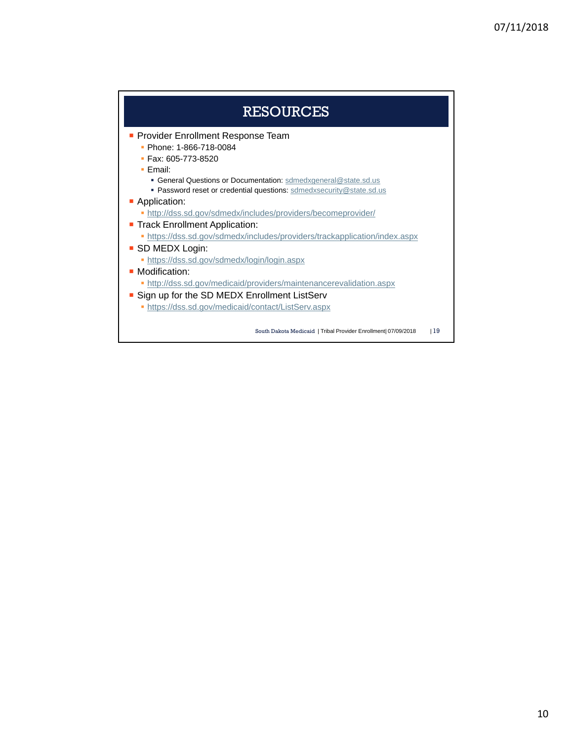# RESOURCES

- Provider Enrollment Response Team
  - Phone: 1-866-718-0084
  - Fax: 605-773-8520
  - Email:
    - General Questions or Documentation: sdmedxgeneral@state.sd.us
    - Password reset or credential questions: sdmedxsecurity@state.sd.us
- Application:
  - http://dss.sd.gov/sdmedx/includes/providers/becomeprovider/
- Track Enrollment Application:
  - https://dss.sd.gov/sdmedx/includes/providers/trackapplication/index.aspx
- SD MEDX Login:
  - https://dss.sd.gov/sdmedx/login/login.aspx
- Modification:
  - http://dss.sd.gov/medicaid/providers/maintenancerevalidation.aspx
- Sign up for the SD MEDX Enrollment ListServ
  - https://dss.sd.gov/medicaid/contact/ListServ.aspx

South Dakota Medicaid | Tribal Provider Enrollment| 07/09/2018 | 19